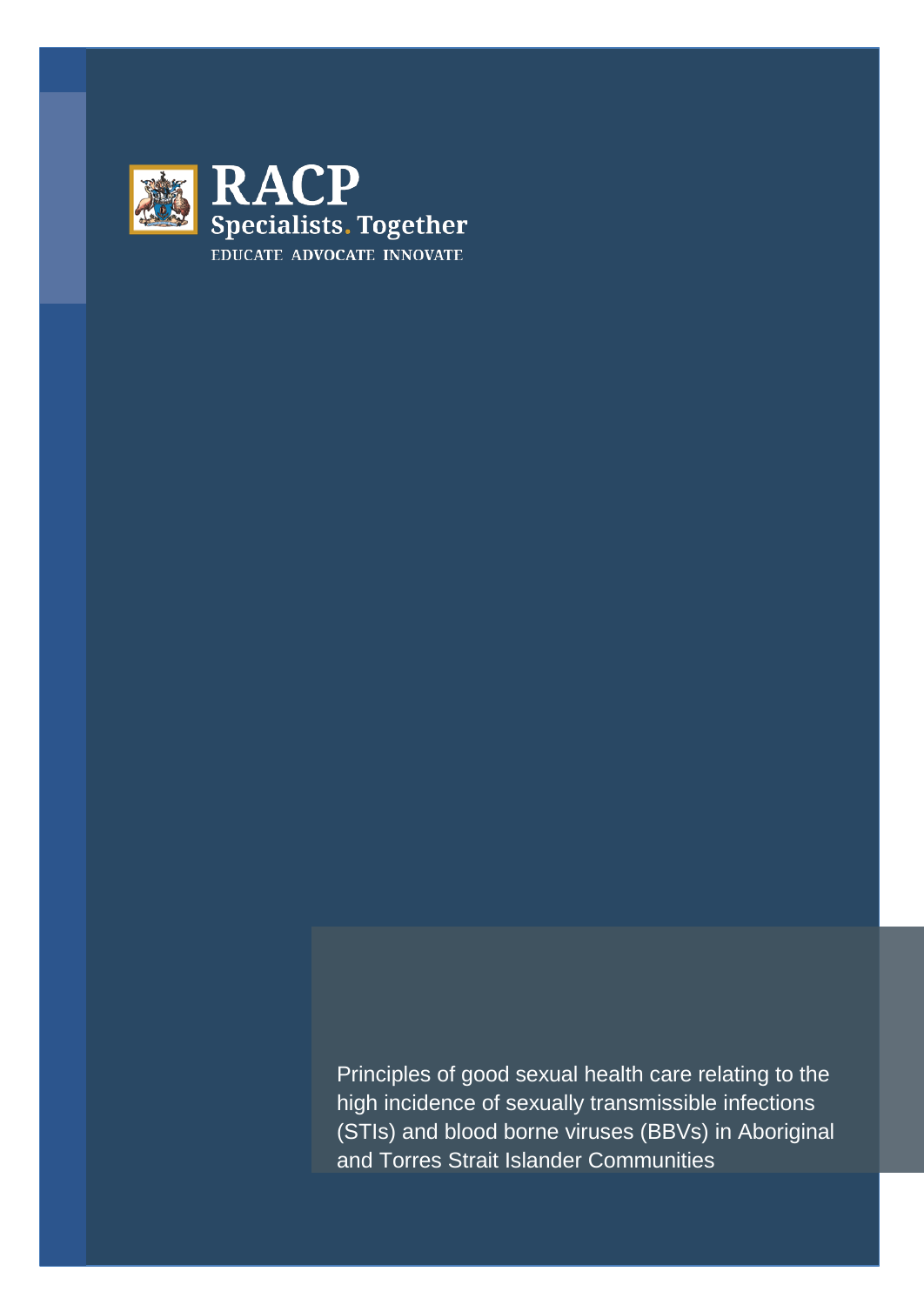RACP

Specialists. Together

EDUCATE ADVOCATE INNOVATE

# Principles of good sexual health care relating to the high incidence of sexually transmissible infections (STIs) and blood borne viruses (BBVs) in Aboriginal and Torres Strait Islander Communities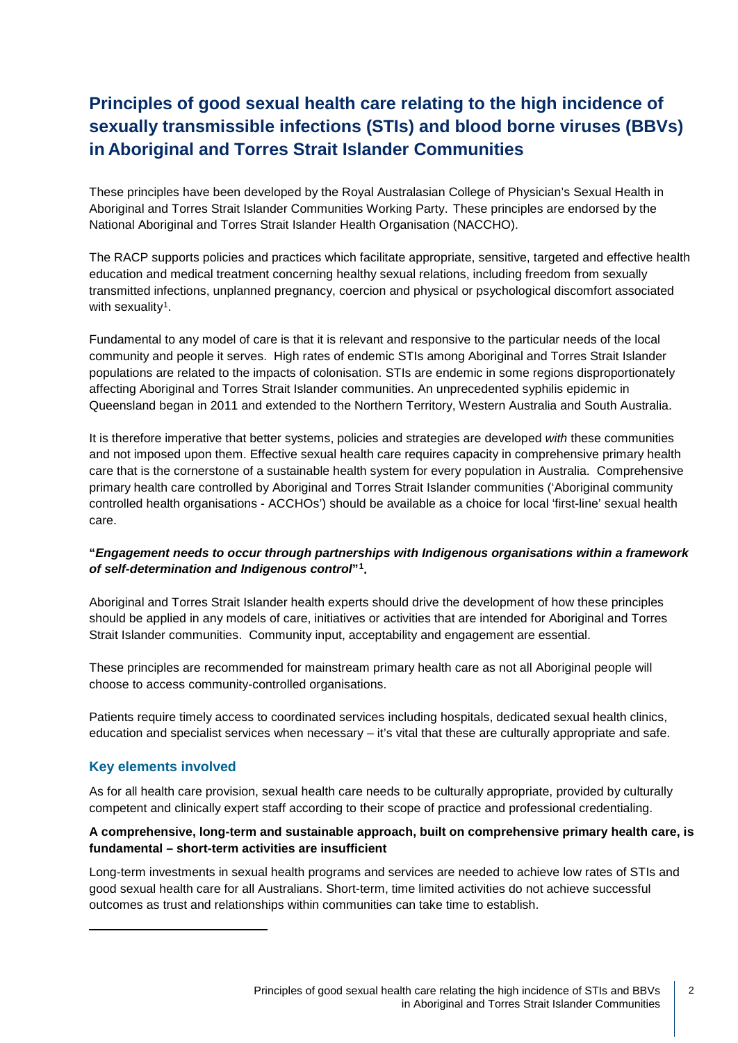# Principles of good sexual health care relating to the high incidence of sexually transmissible infections (STIs) and blood borne viruses (BBVs) in Aboriginal and Torres Strait Islander Communities

These principles have been developed by the Royal Australasian College of Physician's Sexual Health in Aboriginal and Torres Strait Islander Communities Working Party. These principles are endorsed by the National Aboriginal and Torres Strait Islander Health Organisation (NACCHO).

The RACP supports policies and practices which facilitate appropriate, sensitive, targeted and effective health education and medical treatment concerning healthy sexual relations, including freedom from sexually transmitted infections, unplanned pregnancy, coercion and physical or psychological discomfort associated with sexuality[1].

Fundamental to any model of care is that it is relevant and responsive to the particular needs of the local community and people it serves. High rates of endemic STIs among Aboriginal and Torres Strait Islander populations are related to the impacts of colonisation. STIs are endemic in some regions disproportionately affecting Aboriginal and Torres Strait Islander communities. An unprecedented syphilis epidemic in Queensland began in 2011 and extended to the Northern Territory, Western Australia and South Australia.

It is therefore imperative that better systems, policies and strategies are developed *with* these communities and not imposed upon them. Effective sexual health care requires capacity in comprehensive primary health care that is the cornerstone of a sustainable health system for every population in Australia. Comprehensive primary health care controlled by Aboriginal and Torres Strait Islander communities ('Aboriginal community controlled health organisations - ACCHOs') should be available as a choice for local 'first-line' sexual health care.

**"*Engagement needs to occur through partnerships with Indigenous organisations within a framework of self-determination and Indigenous control*"[1].**

Aboriginal and Torres Strait Islander health experts should drive the development of how these principles should be applied in any models of care, initiatives or activities that are intended for Aboriginal and Torres Strait Islander communities. Community input, acceptability and engagement are essential.

These principles are recommended for mainstream primary health care as not all Aboriginal people will choose to access community-controlled organisations.

Patients require timely access to coordinated services including hospitals, dedicated sexual health clinics, education and specialist services when necessary – it's vital that these are culturally appropriate and safe.

## Key elements involved

As for all health care provision, sexual health care needs to be culturally appropriate, provided by culturally competent and clinically expert staff according to their scope of practice and professional credentialing.

**A comprehensive, long-term and sustainable approach, built on comprehensive primary health care, is fundamental – short-term activities are insufficient**

Long-term investments in sexual health programs and services are needed to achieve low rates of STIs and good sexual health care for all Australians. Short-term, time limited activities do not achieve successful outcomes as trust and relationships within communities can take time to establish.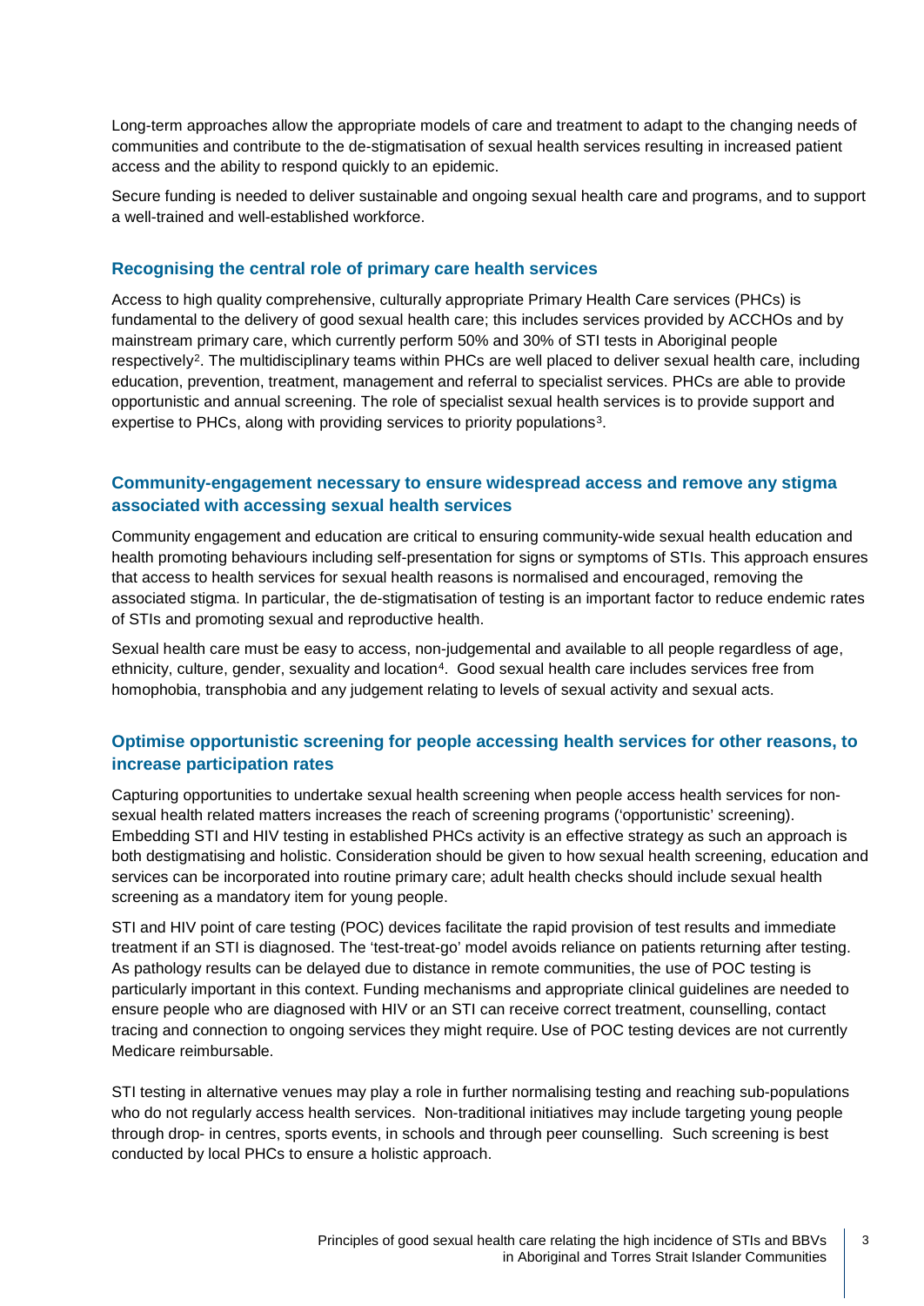Long-term approaches allow the appropriate models of care and treatment to adapt to the changing needs of communities and contribute to the de-stigmatisation of sexual health services resulting in increased patient access and the ability to respond quickly to an epidemic.

Secure funding is needed to deliver sustainable and ongoing sexual health care and programs, and to support a well-trained and well-established workforce.

### Recognising the central role of primary care health services

Access to high quality comprehensive, culturally appropriate Primary Health Care services (PHCs) is fundamental to the delivery of good sexual health care; this includes services provided by ACCHOs and by mainstream primary care, which currently perform 50% and 30% of STI tests in Aboriginal people respectively[2]. The multidisciplinary teams within PHCs are well placed to deliver sexual health care, including education, prevention, treatment, management and referral to specialist services. PHCs are able to provide opportunistic and annual screening. The role of specialist sexual health services is to provide support and expertise to PHCs, along with providing services to priority populations[3].

### Community-engagement necessary to ensure widespread access and remove any stigma associated with accessing sexual health services

Community engagement and education are critical to ensuring community-wide sexual health education and health promoting behaviours including self-presentation for signs or symptoms of STIs. This approach ensures that access to health services for sexual health reasons is normalised and encouraged, removing the associated stigma. In particular, the de-stigmatisation of testing is an important factor to reduce endemic rates of STIs and promoting sexual and reproductive health.

Sexual health care must be easy to access, non-judgemental and available to all people regardless of age, ethnicity, culture, gender, sexuality and location[4]. Good sexual health care includes services free from homophobia, transphobia and any judgement relating to levels of sexual activity and sexual acts.

### Optimise opportunistic screening for people accessing health services for other reasons, to increase participation rates

Capturing opportunities to undertake sexual health screening when people access health services for non-sexual health related matters increases the reach of screening programs ('opportunistic' screening). Embedding STI and HIV testing in established PHCs activity is an effective strategy as such an approach is both destigmatising and holistic. Consideration should be given to how sexual health screening, education and services can be incorporated into routine primary care; adult health checks should include sexual health screening as a mandatory item for young people.

STI and HIV point of care testing (POC) devices facilitate the rapid provision of test results and immediate treatment if an STI is diagnosed. The 'test-treat-go' model avoids reliance on patients returning after testing. As pathology results can be delayed due to distance in remote communities, the use of POC testing is particularly important in this context. Funding mechanisms and appropriate clinical guidelines are needed to ensure people who are diagnosed with HIV or an STI can receive correct treatment, counselling, contact tracing and connection to ongoing services they might require. Use of POC testing devices are not currently Medicare reimbursable.

STI testing in alternative venues may play a role in further normalising testing and reaching sub-populations who do not regularly access health services. Non-traditional initiatives may include targeting young people through drop- in centres, sports events, in schools and through peer counselling. Such screening is best conducted by local PHCs to ensure a holistic approach.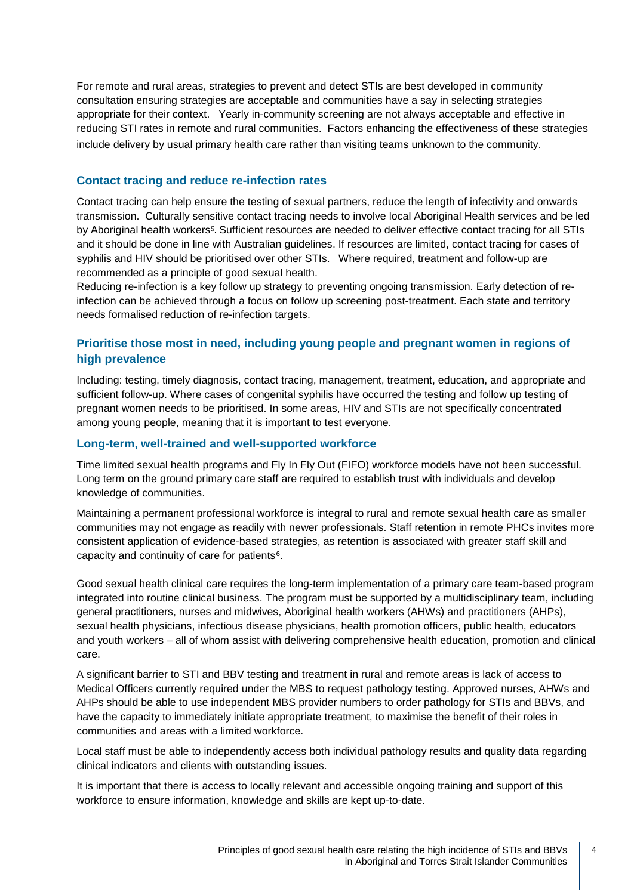For remote and rural areas, strategies to prevent and detect STIs are best developed in community consultation ensuring strategies are acceptable and communities have a say in selecting strategies appropriate for their context. Yearly in-community screening are not always acceptable and effective in reducing STI rates in remote and rural communities. Factors enhancing the effectiveness of these strategies include delivery by usual primary health care rather than visiting teams unknown to the community.

### Contact tracing and reduce re-infection rates

Contact tracing can help ensure the testing of sexual partners, reduce the length of infectivity and onwards transmission. Culturally sensitive contact tracing needs to involve local Aboriginal Health services and be led by Aboriginal health workers[5]. Sufficient resources are needed to deliver effective contact tracing for all STIs and it should be done in line with Australian guidelines. If resources are limited, contact tracing for cases of syphilis and HIV should be prioritised over other STIs. Where required, treatment and follow-up are recommended as a principle of good sexual health.

Reducing re-infection is a key follow up strategy to preventing ongoing transmission. Early detection of re-infection can be achieved through a focus on follow up screening post-treatment. Each state and territory needs formalised reduction of re-infection targets.

### Prioritise those most in need, including young people and pregnant women in regions of high prevalence

Including: testing, timely diagnosis, contact tracing, management, treatment, education, and appropriate and sufficient follow-up. Where cases of congenital syphilis have occurred the testing and follow up testing of pregnant women needs to be prioritised. In some areas, HIV and STIs are not specifically concentrated among young people, meaning that it is important to test everyone.

### Long-term, well-trained and well-supported workforce

Time limited sexual health programs and Fly In Fly Out (FIFO) workforce models have not been successful. Long term on the ground primary care staff are required to establish trust with individuals and develop knowledge of communities.

Maintaining a permanent professional workforce is integral to rural and remote sexual health care as smaller communities may not engage as readily with newer professionals. Staff retention in remote PHCs invites more consistent application of evidence-based strategies, as retention is associated with greater staff skill and capacity and continuity of care for patients[6].

Good sexual health clinical care requires the long-term implementation of a primary care team-based program integrated into routine clinical business. The program must be supported by a multidisciplinary team, including general practitioners, nurses and midwives, Aboriginal health workers (AHWs) and practitioners (AHPs), sexual health physicians, infectious disease physicians, health promotion officers, public health, educators and youth workers – all of whom assist with delivering comprehensive health education, promotion and clinical care.

A significant barrier to STI and BBV testing and treatment in rural and remote areas is lack of access to Medical Officers currently required under the MBS to request pathology testing. Approved nurses, AHWs and AHPs should be able to use independent MBS provider numbers to order pathology for STIs and BBVs, and have the capacity to immediately initiate appropriate treatment, to maximise the benefit of their roles in communities and areas with a limited workforce.

Local staff must be able to independently access both individual pathology results and quality data regarding clinical indicators and clients with outstanding issues.

It is important that there is access to locally relevant and accessible ongoing training and support of this workforce to ensure information, knowledge and skills are kept up-to-date.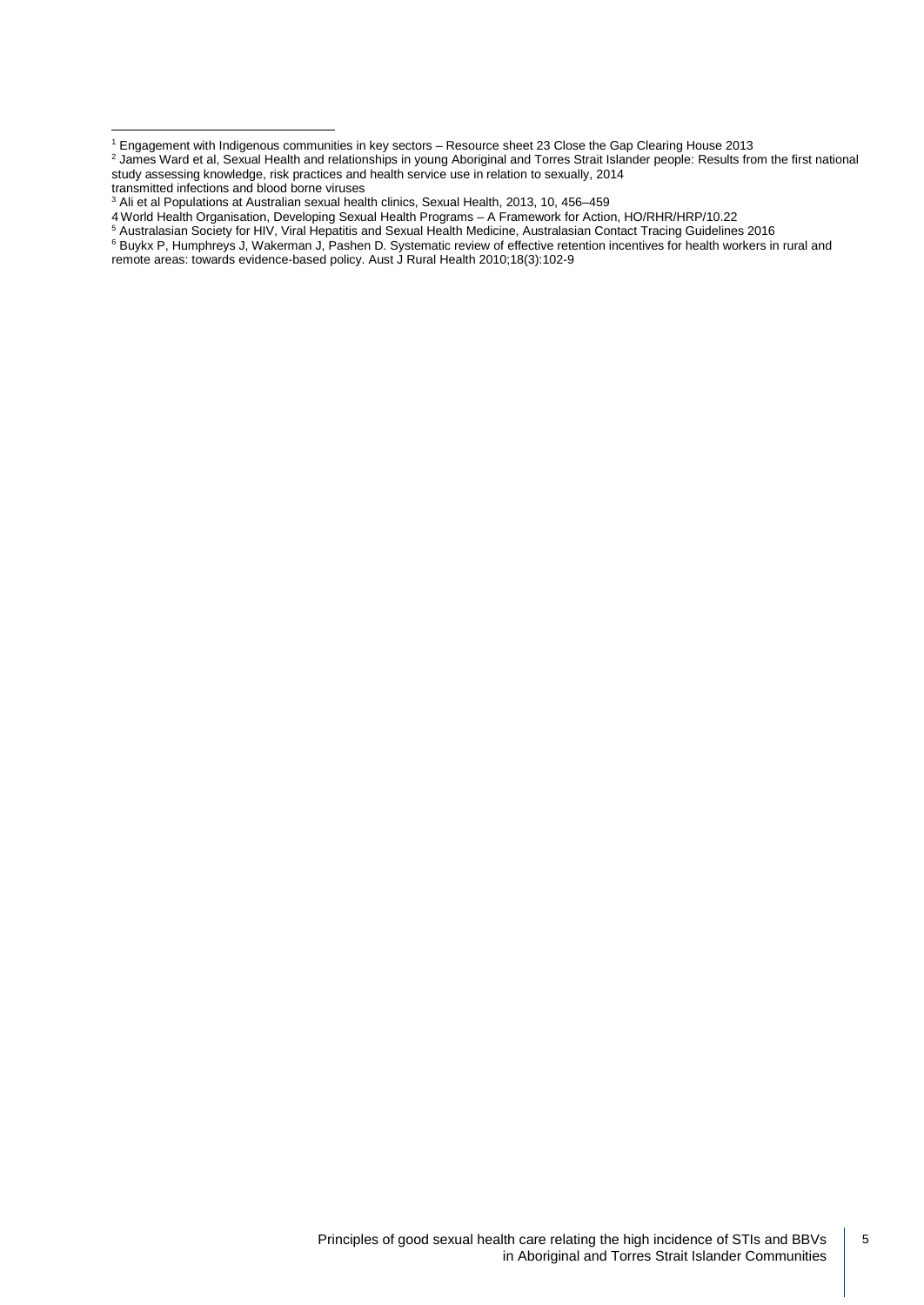[1] Engagement with Indigenous communities in key sectors – Resource sheet 23 Close the Gap Clearing House 2013

[2] James Ward et al, Sexual Health and relationships in young Aboriginal and Torres Strait Islander people: Results from the first national study assessing knowledge, risk practices and health service use in relation to sexually, 2014
transmitted infections and blood borne viruses

[3] Ali et al Populations at Australian sexual health clinics, Sexual Health, 2013, 10, 456–459

4 World Health Organisation, Developing Sexual Health Programs – A Framework for Action, HO/RHR/HRP/10.22

[5] Australasian Society for HIV, Viral Hepatitis and Sexual Health Medicine, Australasian Contact Tracing Guidelines 2016

[6] Buykx P, Humphreys J, Wakerman J, Pashen D. Systematic review of effective retention incentives for health workers in rural and remote areas: towards evidence-based policy. Aust J Rural Health 2010;18(3):102-9